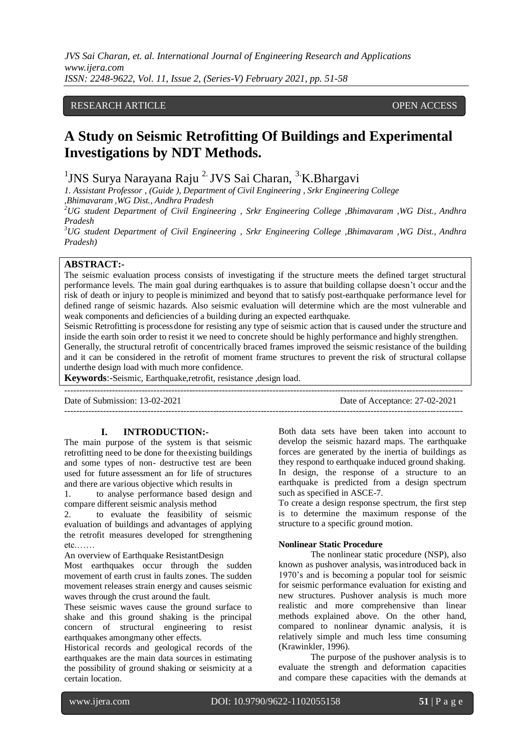RESEARCH ARTICLE OPEN ACCESS

# A Study on Seismic Retrofitting Of Buildings and Experimental Investigations by NDT Methods.

[1]JNS Surya Narayana Raju [2.] JVS Sai Charan, [3.]K.Bhargavi

*1. Assistant Professor , (Guide ), Department of Civil Engineering , Srkr Engineering College ,Bhimavaram ,WG Dist., Andhra Pradesh*

*[2]UG student Department of Civil Engineering , Srkr Engineering College ,Bhimavaram ,WG Dist., Andhra Pradesh*

*[3]UG student Department of Civil Engineering , Srkr Engineering College ,Bhimavaram ,WG Dist., Andhra Pradesh)*

**ABSTRACT:-**

The seismic evaluation process consists of investigating if the structure meets the defined target structural performance levels. The main goal during earthquakes is to assure that building collapse doesn't occur and the risk of death or injury to people is minimized and beyond that to satisfy post-earthquake performance level for defined range of seismic hazards. Also seismic evaluation will determine which are the most vulnerable and weak components and deficiencies of a building during an expected earthquake.

Seismic Retrofitting is processdone for resisting any type of seismic action that is caused under the structure and inside the earth soin order to resist it we need to concrete should be highly performance and highly strengthen.

Generally, the structural retrofit of concentrically braced frames improved the seismic resistance of the building and it can be considered in the retrofit of moment frame structures to prevent the risk of structural collapse underthe design load with much more confidence.

**Keywords**:-Seismic, Earthquake,retrofit, resistance ,design load.

---

Date of Submission: 13-02-2021 Date of Acceptance: 27-02-2021

---

## I. INTRODUCTION:-

The main purpose of the system is that seismic retrofitting need to be done for theexisting buildings and some types of non- destructive test are been used for future assessment an for life of structures and there are various objective which results in

1. to analyse performance based design and compare different seismic analysis method
2. to evaluate the feasibility of seismic evaluation of buildings and advantages of applying the retrofit measures developed for strengthening etc.……

An overview of Earthquake ResistantDesign

Most earthquakes occur through the sudden movement of earth crust in faults zones. The sudden movement releases strain energy and causes seismic waves through the crust around the fault.

These seismic waves cause the ground surface to shake and this ground shaking is the principal concern of structural engineering to resist earthquakes amongmany other effects.

Historical records and geological records of the earthquakes are the main data sources in estimating the possibility of ground shaking or seismicity at a certain location.

Both data sets have been taken into account to develop the seismic hazard maps. The earthquake forces are generated by the inertia of buildings as they respond to earthquake induced ground shaking. In design, the response of a structure to an earthquake is predicted from a design spectrum such as specified in ASCE-7.

To create a design response spectrum, the first step is to determine the maximum response of the structure to a specific ground motion.

**Nonlinear Static Procedure**

The nonlinear static procedure (NSP), also known as pushover analysis, wasintroduced back in 1970's and is becoming a popular tool for seismic for seismic performance evaluation for existing and new structures. Pushover analysis is much more realistic and more comprehensive than linear methods explained above. On the other hand, compared to nonlinear dynamic analysis, it is relatively simple and much less time consuming (Krawinkler, 1996).

The purpose of the pushover analysis is to evaluate the strength and deformation capacities and compare these capacities with the demands at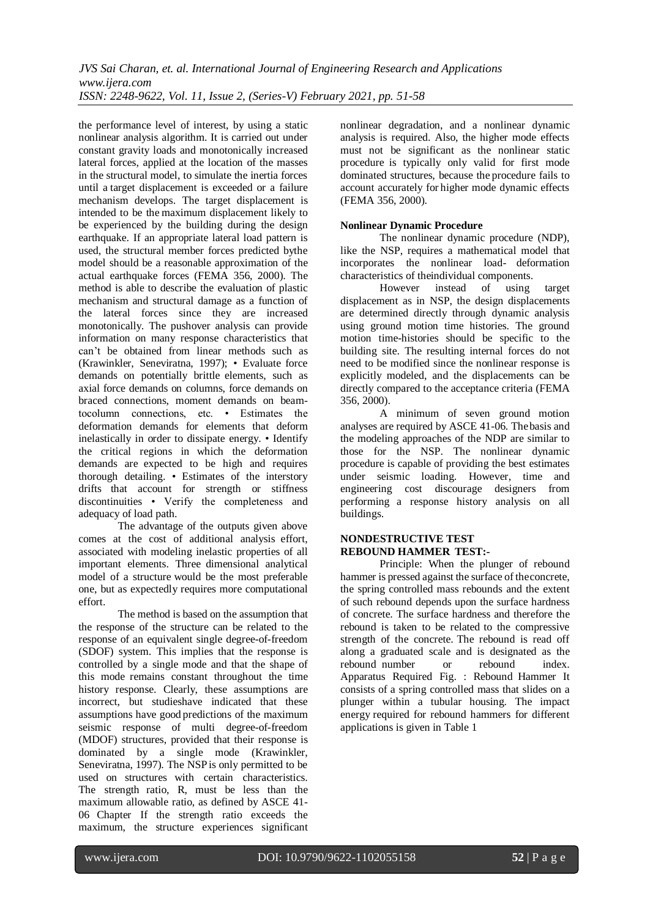the performance level of interest, by using a static nonlinear analysis algorithm. It is carried out under constant gravity loads and monotonically increased lateral forces, applied at the location of the masses in the structural model, to simulate the inertia forces until a target displacement is exceeded or a failure mechanism develops. The target displacement is intended to be the maximum displacement likely to be experienced by the building during the design earthquake. If an appropriate lateral load pattern is used, the structural member forces predicted bythe model should be a reasonable approximation of the actual earthquake forces (FEMA 356, 2000). The method is able to describe the evaluation of plastic mechanism and structural damage as a function of the lateral forces since they are increased monotonically. The pushover analysis can provide information on many response characteristics that can't be obtained from linear methods such as (Krawinkler, Seneviratna, 1997); • Evaluate force demands on potentially brittle elements, such as axial force demands on columns, force demands on braced connections, moment demands on beam-tocolumn connections, etc. • Estimates the deformation demands for elements that deform inelastically in order to dissipate energy. • Identify the critical regions in which the deformation demands are expected to be high and requires thorough detailing. • Estimates of the interstory drifts that account for strength or stiffness discontinuities • Verify the completeness and adequacy of load path.

The advantage of the outputs given above comes at the cost of additional analysis effort, associated with modeling inelastic properties of all important elements. Three dimensional analytical model of a structure would be the most preferable one, but as expectedly requires more computational effort.

The method is based on the assumption that the response of the structure can be related to the response of an equivalent single degree-of-freedom (SDOF) system. This implies that the response is controlled by a single mode and that the shape of this mode remains constant throughout the time history response. Clearly, these assumptions are incorrect, but studieshave indicated that these assumptions have good predictions of the maximum seismic response of multi degree-of-freedom (MDOF) structures, provided that their response is dominated by a single mode (Krawinkler, Seneviratna, 1997). The NSP is only permitted to be used on structures with certain characteristics. The strength ratio, R, must be less than the maximum allowable ratio, as defined by ASCE 41-06 Chapter If the strength ratio exceeds the maximum, the structure experiences significant nonlinear degradation, and a nonlinear dynamic analysis is required. Also, the higher mode effects must not be significant as the nonlinear static procedure is typically only valid for first mode dominated structures, because the procedure fails to account accurately for higher mode dynamic effects (FEMA 356, 2000).

**Nonlinear Dynamic Procedure**

The nonlinear dynamic procedure (NDP), like the NSP, requires a mathematical model that incorporates the nonlinear load- deformation characteristics of theindividual components.

However instead of using target displacement as in NSP, the design displacements are determined directly through dynamic analysis using ground motion time histories. The ground motion time-histories should be specific to the building site. The resulting internal forces do not need to be modified since the nonlinear response is explicitly modeled, and the displacements can be directly compared to the acceptance criteria (FEMA 356, 2000).

A minimum of seven ground motion analyses are required by ASCE 41-06. Thebasis and the modeling approaches of the NDP are similar to those for the NSP. The nonlinear dynamic procedure is capable of providing the best estimates under seismic loading. However, time and engineering cost discourage designers from performing a response history analysis on all buildings.

**NONDESTRUCTIVE TEST**
**REBOUND HAMMER TEST:-**

Principle: When the plunger of rebound hammer is pressed against the surface of theconcrete, the spring controlled mass rebounds and the extent of such rebound depends upon the surface hardness of concrete. The surface hardness and therefore the rebound is taken to be related to the compressive strength of the concrete. The rebound is read off along a graduated scale and is designated as the rebound number or rebound index. Apparatus Required Fig. : Rebound Hammer It consists of a spring controlled mass that slides on a plunger within a tubular housing. The impact energy required for rebound hammers for different applications is given in Table 1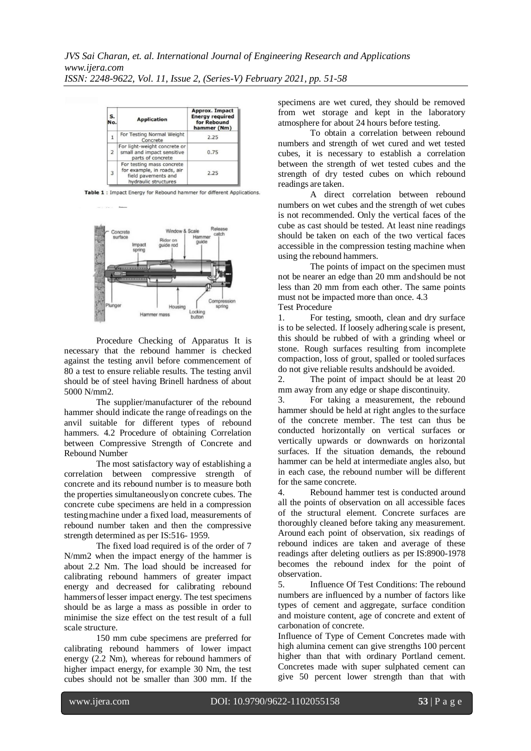| S. No. | Application | Approx. Impact Energy required for Rebound hammer (Nm) |
|---|---|---|
| 1 | For Testing Normal Weight Concrete | 2.25 |
| 2 | For light-weight concrete or small and impact sensitive parts of concrete | 0.75 |
| 3 | For testing mass concrete for example, in roads, air field pavements and hydraulic structures | 2.25 |

**Table 1** : Impact Energy for Rebound hammer for different Applications.

Procedure Checking of Apparatus It is necessary that the rebound hammer is checked against the testing anvil before commencement of 80 a test to ensure reliable results. The testing anvil should be of steel having Brinell hardness of about 5000 N/mm2.

The supplier/manufacturer of the rebound hammer should indicate the range of readings on the anvil suitable for different types of rebound hammers. 4.2 Procedure of obtaining Correlation between Compressive Strength of Concrete and Rebound Number

The most satisfactory way of establishing a correlation between compressive strength of concrete and its rebound number is to measure both the properties simultaneously on concrete cubes. The concrete cube specimens are held in a compression testing machine under a fixed load, measurements of rebound number taken and then the compressive strength determined as per IS:516- 1959.

The fixed load required is of the order of 7 N/mm2 when the impact energy of the hammer is about 2.2 Nm. The load should be increased for calibrating rebound hammers of greater impact energy and decreased for calibrating rebound hammers of lesser impact energy. The test specimens should be as large a mass as possible in order to minimise the size effect on the test result of a full scale structure.

150 mm cube specimens are preferred for calibrating rebound hammers of lower impact energy (2.2 Nm), whereas for rebound hammers of higher impact energy, for example 30 Nm, the test cubes should not be smaller than 300 mm. If the specimens are wet cured, they should be removed from wet storage and kept in the laboratory atmosphere for about 24 hours before testing.

To obtain a correlation between rebound numbers and strength of wet cured and wet tested cubes, it is necessary to establish a correlation between the strength of wet tested cubes and the strength of dry tested cubes on which rebound readings are taken.

A direct correlation between rebound numbers on wet cubes and the strength of wet cubes is not recommended. Only the vertical faces of the cube as cast should be tested. At least nine readings should be taken on each of the two vertical faces accessible in the compression testing machine when using the rebound hammers.

The points of impact on the specimen must not be nearer an edge than 20 mm and should be not less than 20 mm from each other. The same points must not be impacted more than once. 4.3 Test Procedure

1. For testing, smooth, clean and dry surface is to be selected. If loosely adhering scale is present, this should be rubbed of with a grinding wheel or stone. Rough surfaces resulting from incomplete compaction, loss of grout, spalled or tooled surfaces do not give reliable results and should be avoided.
2. The point of impact should be at least 20 mm away from any edge or shape discontinuity.
3. For taking a measurement, the rebound hammer should be held at right angles to the surface of the concrete member. The test can thus be conducted horizontally on vertical surfaces or vertically upwards or downwards on horizontal surfaces. If the situation demands, the rebound hammer can be held at intermediate angles also, but in each case, the rebound number will be different for the same concrete.
4. Rebound hammer test is conducted around all the points of observation on all accessible faces of the structural element. Concrete surfaces are thoroughly cleaned before taking any measurement. Around each point of observation, six readings of rebound indices are taken and average of these readings after deleting outliers as per IS:8900-1978 becomes the rebound index for the point of observation.
5. Influence Of Test Conditions: The rebound numbers are influenced by a number of factors like types of cement and aggregate, surface condition and moisture content, age of concrete and extent of carbonation of concrete.

Influence of Type of Cement Concretes made with high alumina cement can give strengths 100 percent higher than that with ordinary Portland cement. Concretes made with super sulphated cement can give 50 percent lower strength than that with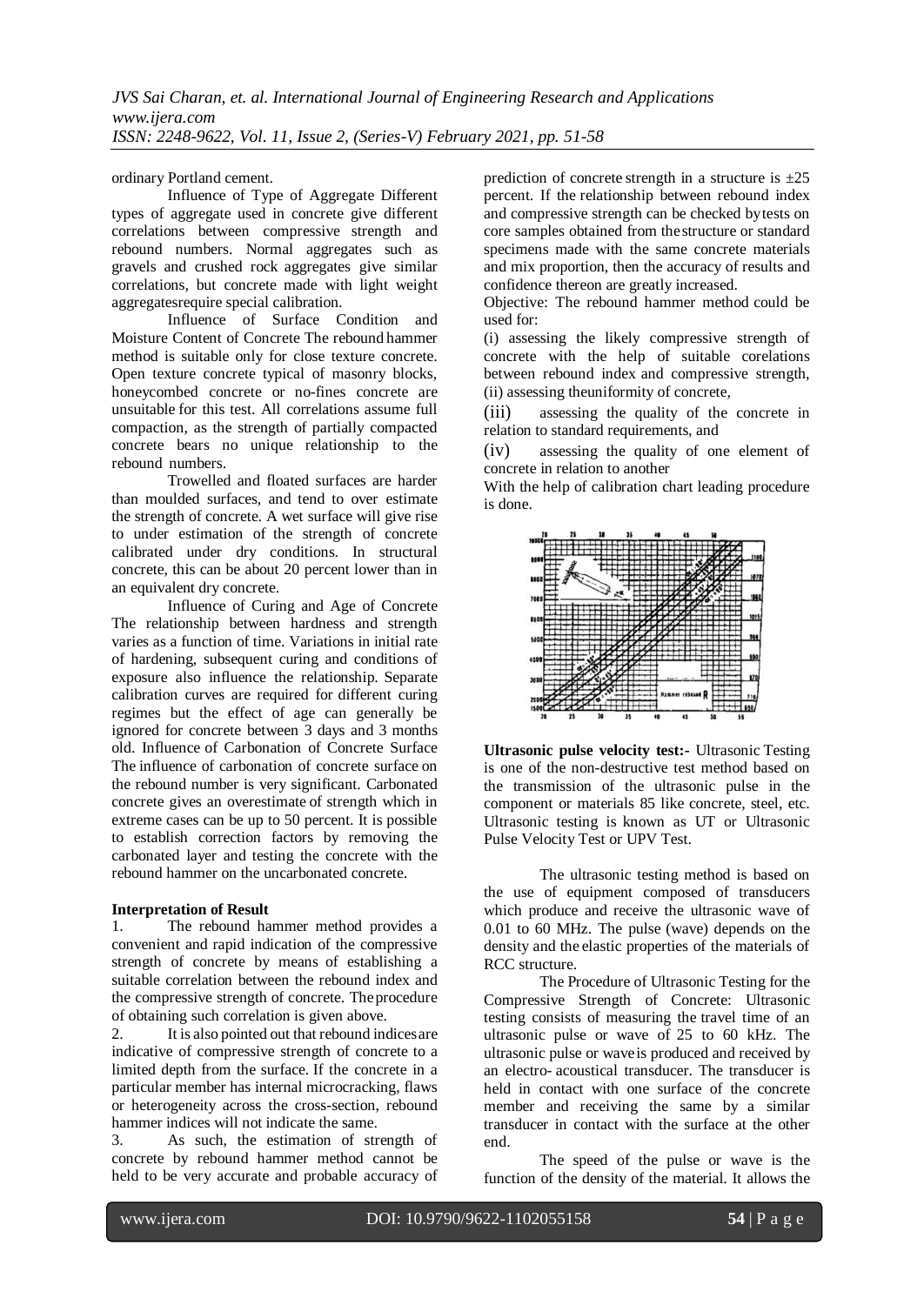ordinary Portland cement.

Influence of Type of Aggregate Different types of aggregate used in concrete give different correlations between compressive strength and rebound numbers. Normal aggregates such as gravels and crushed rock aggregates give similar correlations, but concrete made with light weight aggregatesrequire special calibration.

Influence of Surface Condition and Moisture Content of Concrete The rebound hammer method is suitable only for close texture concrete. Open texture concrete typical of masonry blocks, honeycombed concrete or no-fines concrete are unsuitable for this test. All correlations assume full compaction, as the strength of partially compacted concrete bears no unique relationship to the rebound numbers.

Trowelled and floated surfaces are harder than moulded surfaces, and tend to over estimate the strength of concrete. A wet surface will give rise to under estimation of the strength of concrete calibrated under dry conditions. In structural concrete, this can be about 20 percent lower than in an equivalent dry concrete.

Influence of Curing and Age of Concrete The relationship between hardness and strength varies as a function of time. Variations in initial rate of hardening, subsequent curing and conditions of exposure also influence the relationship. Separate calibration curves are required for different curing regimes but the effect of age can generally be ignored for concrete between 3 days and 3 months old. Influence of Carbonation of Concrete Surface The influence of carbonation of concrete surface on the rebound number is very significant. Carbonated concrete gives an overestimate of strength which in extreme cases can be up to 50 percent. It is possible to establish correction factors by removing the carbonated layer and testing the concrete with the rebound hammer on the uncarbonated concrete.

**Interpretation of Result**

1. The rebound hammer method provides a convenient and rapid indication of the compressive strength of concrete by means of establishing a suitable correlation between the rebound index and the compressive strength of concrete. The procedure of obtaining such correlation is given above.
2. It is also pointed out that rebound indices are indicative of compressive strength of concrete to a limited depth from the surface. If the concrete in a particular member has internal microcracking, flaws or heterogeneity across the cross-section, rebound hammer indices will not indicate the same.
3. As such, the estimation of strength of concrete by rebound hammer method cannot be held to be very accurate and probable accuracy of prediction of concrete strength in a structure is ±25 percent. If the relationship between rebound index and compressive strength can be checked by tests on core samples obtained from the structure or standard specimens made with the same concrete materials and mix proportion, then the accuracy of results and confidence thereon are greatly increased.

Objective: The rebound hammer method could be used for:

(i) assessing the likely compressive strength of concrete with the help of suitable corelations between rebound index and compressive strength,
(ii) assessing theuniformity of concrete,
(iii) assessing the quality of the concrete in relation to standard requirements, and
(iv) assessing the quality of one element of concrete in relation to another

With the help of calibration chart leading procedure is done.

**Ultrasonic pulse velocity test:-** Ultrasonic Testing is one of the non-destructive test method based on the transmission of the ultrasonic pulse in the component or materials 85 like concrete, steel, etc. Ultrasonic testing is known as UT or Ultrasonic Pulse Velocity Test or UPV Test.

The ultrasonic testing method is based on the use of equipment composed of transducers which produce and receive the ultrasonic wave of 0.01 to 60 MHz. The pulse (wave) depends on the density and the elastic properties of the materials of RCC structure.

The Procedure of Ultrasonic Testing for the Compressive Strength of Concrete: Ultrasonic testing consists of measuring the travel time of an ultrasonic pulse or wave of 25 to 60 kHz. The ultrasonic pulse or wave is produced and received by an electro- acoustical transducer. The transducer is held in contact with one surface of the concrete member and receiving the same by a similar transducer in contact with the surface at the other end.

The speed of the pulse or wave is the function of the density of the material. It allows the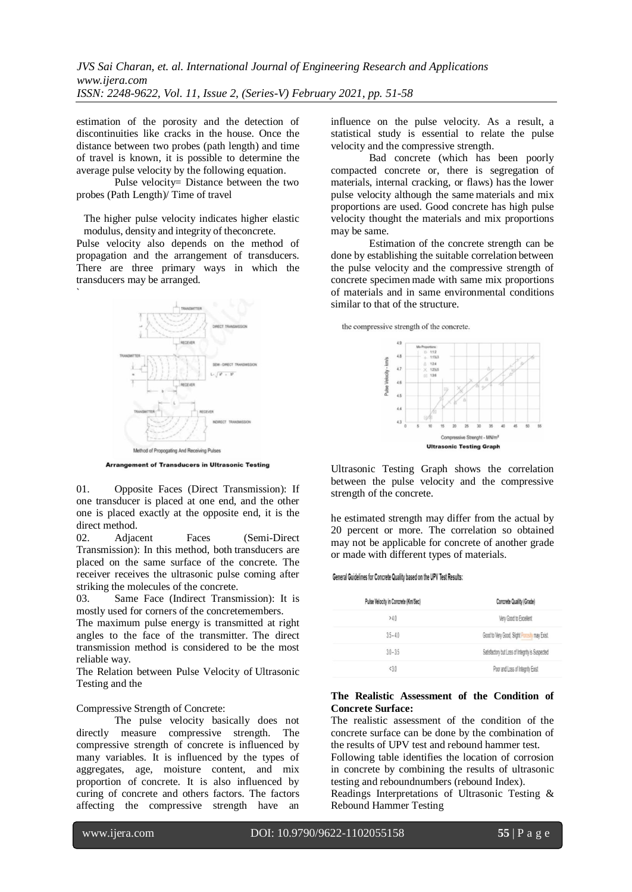estimation of the porosity and the detection of discontinuities like cracks in the house. Once the distance between two probes (path length) and time of travel is known, it is possible to determine the average pulse velocity by the following equation.

Pulse velocity= Distance between the two probes (Path Length)/ Time of travel

The higher pulse velocity indicates higher elastic modulus, density and integrity of theconcrete.

Pulse velocity also depends on the method of propagation and the arrangement of transducers. There are three primary ways in which the transducers may be arranged.

`

Method of Propogating And Receiving Pulses

**Arrangement of Transducers in Ultrasonic Testing**

01. Opposite Faces (Direct Transmission): If one transducer is placed at one end, and the other one is placed exactly at the opposite end, it is the direct method.

02. Adjacent Faces (Semi-Direct Transmission): In this method, both transducers are placed on the same surface of the concrete. The receiver receives the ultrasonic pulse coming after striking the molecules of the concrete.

03. Same Face (Indirect Transmission): It is mostly used for corners of the concretemembers.

The maximum pulse energy is transmitted at right angles to the face of the transmitter. The direct transmission method is considered to be the most reliable way.

The Relation between Pulse Velocity of Ultrasonic Testing and the

Compressive Strength of Concrete:

The pulse velocity basically does not directly measure compressive strength. The compressive strength of concrete is influenced by many variables. It is influenced by the types of aggregates, age, moisture content, and mix proportion of concrete. It is also influenced by curing of concrete and others factors. The factors affecting the compressive strength have an influence on the pulse velocity. As a result, a statistical study is essential to relate the pulse velocity and the compressive strength.

Bad concrete (which has been poorly compacted concrete or, there is segregation of materials, internal cracking, or flaws) has the lower pulse velocity although the same materials and mix proportions are used. Good concrete has high pulse velocity thought the materials and mix proportions may be same.

Estimation of the concrete strength can be done by establishing the suitable correlation between the pulse velocity and the compressive strength of concrete specimen made with same mix proportions of materials and in same environmental conditions similar to that of the structure.

the compressive strength of the concrete.

**Ultrasonic Testing Graph**

Ultrasonic Testing Graph shows the correlation between the pulse velocity and the compressive strength of the concrete.

he estimated strength may differ from the actual by 20 percent or more. The correlation so obtained may not be applicable for concrete of another grade or made with different types of materials.

**General Guidelines for Concrete Quality based on the UPV Test Results:**

| Pulse Velocity in Concrete (Km/Sec) | Concrete Quality (Grade) |
|---|---|
| >4.0 | Very Good to Excellent |
| 3.5 – 4.0 | Good to Very Good, Slight Porosity may Exist |
| 3.0 – 3.5 | Satisfactory but Loss of Integrity is Suspected |
| <3.0 | Poor and Loss of Integrity Exist |

**The Realistic Assessment of the Condition of Concrete Surface:**

The realistic assessment of the condition of the concrete surface can be done by the combination of the results of UPV test and rebound hammer test.

Following table identifies the location of corrosion in concrete by combining the results of ultrasonic testing and reboundnumbers (rebound Index).

Readings Interpretations of Ultrasonic Testing & Rebound Hammer Testing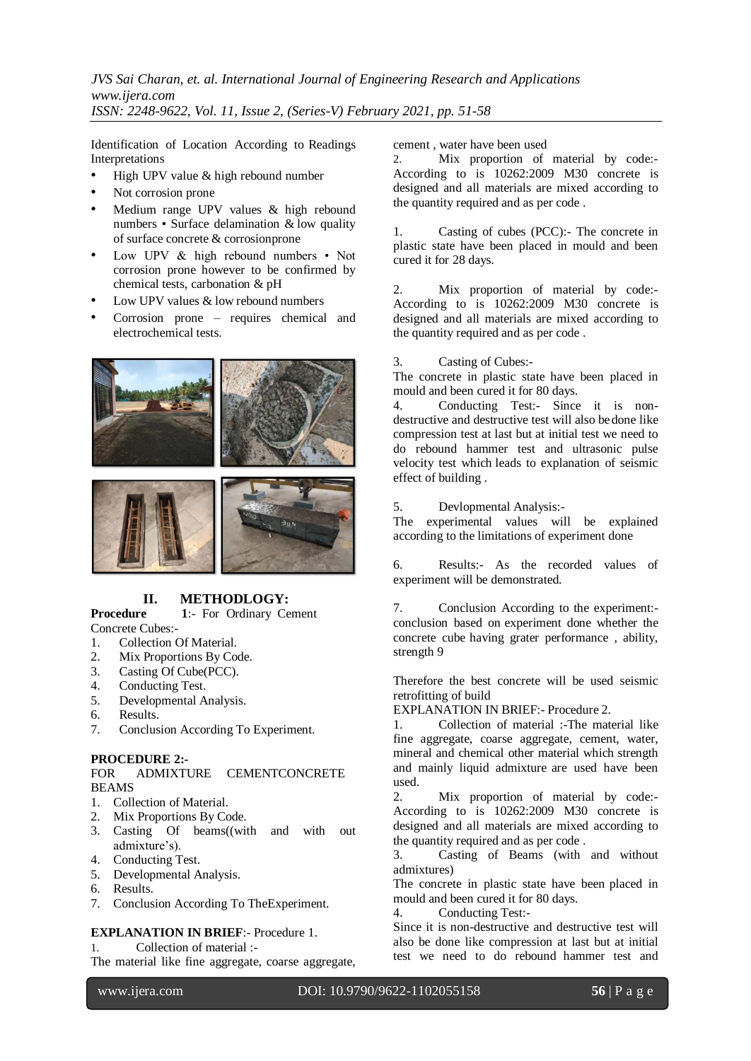Identification of Location According to Readings Interpretations

- High UPV value & high rebound number
- Not corrosion prone
- Medium range UPV values & high rebound numbers • Surface delamination & low quality of surface concrete & corrosionprone
- Low UPV & high rebound numbers • Not corrosion prone however to be confirmed by chemical tests, carbonation & pH
- Low UPV values & low rebound numbers
- Corrosion prone – requires chemical and electrochemical tests.

## II. METHODLOGY:

**Procedure 1**:- For Ordinary Cement Concrete Cubes:-

1. Collection Of Material.
2. Mix Proportions By Code.
3. Casting Of Cube(PCC).
4. Conducting Test.
5. Developmental Analysis.
6. Results.
7. Conclusion According To Experiment.

**PROCEDURE 2:-**

FOR ADMIXTURE CEMENTCONCRETE BEAMS

1. Collection of Material.
2. Mix Proportions By Code.
3. Casting Of beams((with and with out admixture's).
4. Conducting Test.
5. Developmental Analysis.
6. Results.
7. Conclusion According To TheExperiment.

**EXPLANATION IN BRIEF**:- Procedure 1.

1. Collection of material :-

The material like fine aggregate, coarse aggregate, cement , water have been used

2. Mix proportion of material by code:- According to is 10262:2009 M30 concrete is designed and all materials are mixed according to the quantity required and as per code .

1. Casting of cubes (PCC):- The concrete in plastic state have been placed in mould and been cured it for 28 days.

2. Mix proportion of material by code:- According to is 10262:2009 M30 concrete is designed and all materials are mixed according to the quantity required and as per code .

3. Casting of Cubes:-

The concrete in plastic state have been placed in mould and been cured it for 80 days.

4. Conducting Test:- Since it is non-destructive and destructive test will also be done like compression test at last but at initial test we need to do rebound hammer test and ultrasonic pulse velocity test which leads to explanation of seismic effect of building .

5. Devlopmental Analysis:-

The experimental values will be explained according to the limitations of experiment done

6. Results:- As the recorded values of experiment will be demonstrated.

7. Conclusion According to the experiment:- conclusion based on experiment done whether the concrete cube having grater performance , ability, strength 9

Therefore the best concrete will be used seismic retrofitting of build

EXPLANATION IN BRIEF:- Procedure 2.

1. Collection of material :-The material like fine aggregate, coarse aggregate, cement, water, mineral and chemical other material which strength and mainly liquid admixture are used have been used.
2. Mix proportion of material by code:- According to is 10262:2009 M30 concrete is designed and all materials are mixed according to the quantity required and as per code .
3. Casting of Beams (with and without admixtures)

The concrete in plastic state have been placed in mould and been cured it for 80 days.

4. Conducting Test:-

Since it is non-destructive and destructive test will also be done like compression at last but at initial test we need to do rebound hammer test and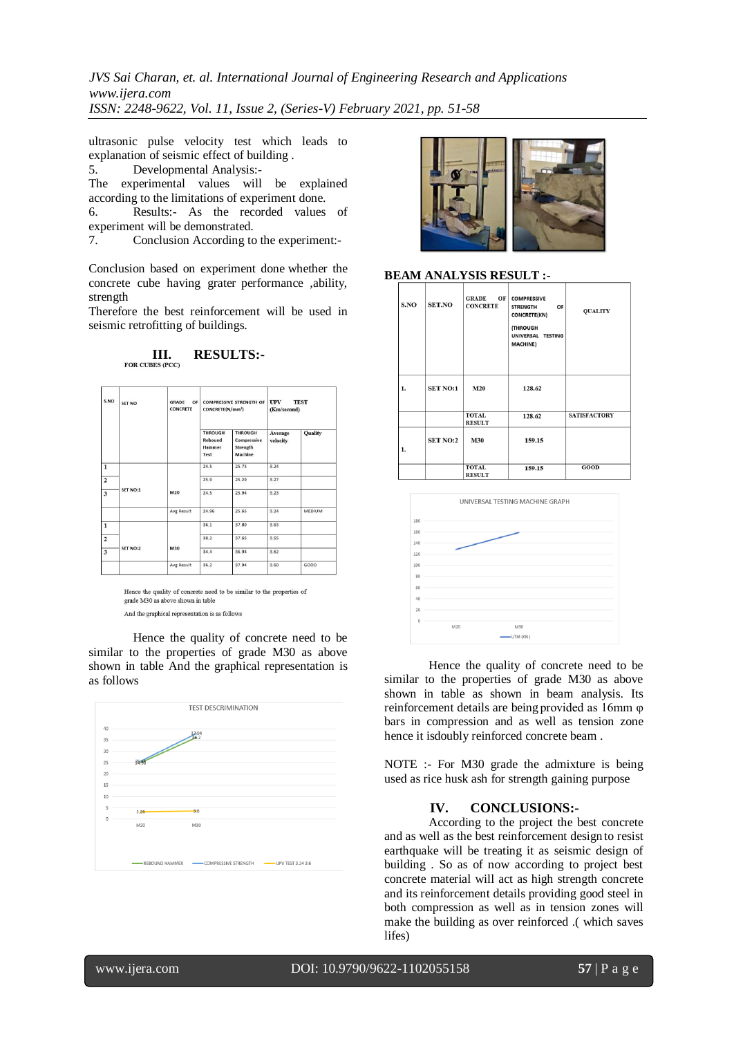ultrasonic pulse velocity test which leads to explanation of seismic effect of building .

5. Developmental Analysis:-
The experimental values will be explained according to the limitations of experiment done.

6. Results:- As the recorded values of experiment will be demonstrated.

7. Conclusion According to the experiment:-

Conclusion based on experiment done whether the concrete cube having grater performance ,ability, strength
Therefore the best reinforcement will be used in seismic retrofitting of buildings.

## III. RESULTS:-

FOR CUBES (PCC)

| S.NO | SET NO | GRADE OF CONCRETE | COMPRESSIVE STRENGTH OF CONCRETE(N/mm²) | | UPV TEST (Km/second) | |
|---|---|---|---|---|---|---|
| | | | THROUGH Rebound Hammer Test | THROUGH Compressive Strength Machine | Average velocity | Quality |
| 1 | SET NO:1 | M20 | 24.5 | 25.73 | 3.24 | |
| 2 | | | 25.9 | 25.29 | 3.27 | |
| 3 | | | 24.5 | 25.94 | 3.23 | |
| | | Avg Result | 24.96 | 25.65 | 3.24 | MEDIUM |
| 1 | SET NO:2 | M30 | 36.1 | 37.89 | 3.63 | |
| 2 | | | 38.2 | 37.65 | 3.55 | |
| 3 | | | 34.4 | 36.94 | 3.62 | |
| | | Avg Result | 36.2 | 37.94 | 3.60 | GOOD |

Hence the quality of concrete need to be similar to the properties of grade M30 as above shown in table

And the graphical representation is as follows

Hence the quality of concrete need to be similar to the properties of grade M30 as above shown in table And the graphical representation is as follows

TEST DESCRIMINATION

BEAM ANALYSIS RESULT :-

| S.NO | SET.NO | GRADE OF CONCRETE | COMPRESSIVE STRENGTH OF CONCRETE(KN) (THROUGH UNIVERSAL TESTING MACHINE) | QUALITY |
|---|---|---|---|---|
| 1. | SET NO:1 | M20 | 128.62 | |
| | | TOTAL RESULT | 128.62 | SATISFACTORY |
| 1. | SET NO:2 | M30 | 159.15 | |
| | | TOTAL RESULT | 159.15 | GOOD |

UNIVERSAL TESTING MACHINE GRAPH

Hence the quality of concrete need to be similar to the properties of grade M30 as above shown in table as shown in beam analysis. Its reinforcement details are being provided as 16mm φ bars in compression and as well as tension zone hence it isdoubly reinforced concrete beam .

NOTE :- For M30 grade the admixture is being used as rice husk ash for strength gaining purpose

## IV. CONCLUSIONS:-

According to the project the best concrete and as well as the best reinforcement design to resist earthquake will be treating it as seismic design of building . So as of now according to project best concrete material will act as high strength concrete and its reinforcement details providing good steel in both compression as well as in tension zones will make the building as over reinforced .( which saves lifes)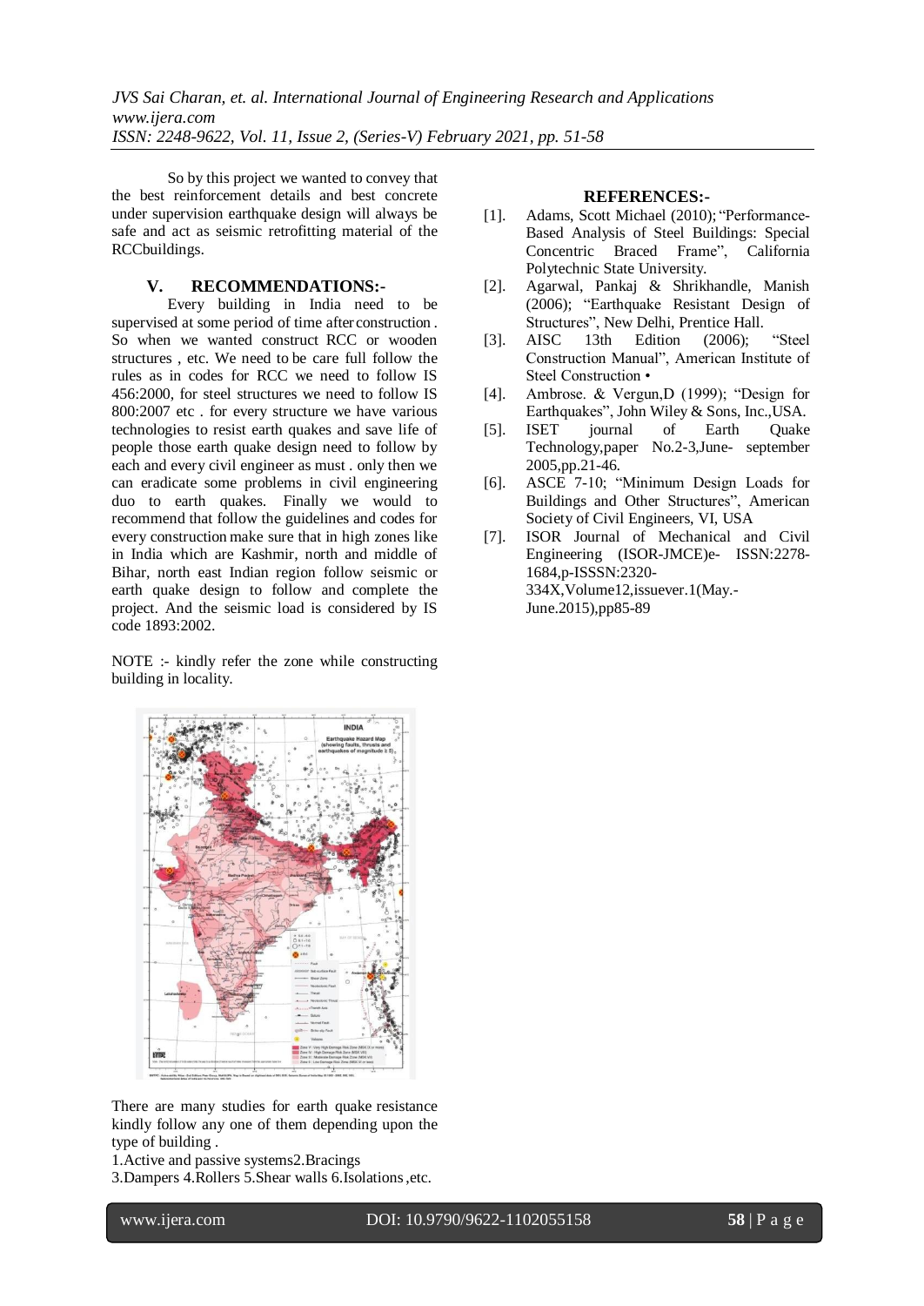So by this project we wanted to convey that the best reinforcement details and best concrete under supervision earthquake design will always be safe and act as seismic retrofitting material of the RCCbuildings.

## V. RECOMMENDATIONS:-

Every building in India need to be supervised at some period of time after construction . So when we wanted construct RCC or wooden structures , etc. We need to be care full follow the rules as in codes for RCC we need to follow IS 456:2000, for steel structures we need to follow IS 800:2007 etc . for every structure we have various technologies to resist earth quakes and save life of people those earth quake design need to follow by each and every civil engineer as must . only then we can eradicate some problems in civil engineering duo to earth quakes. Finally we would to recommend that follow the guidelines and codes for every construction make sure that in high zones like in India which are Kashmir, north and middle of Bihar, north east Indian region follow seismic or earth quake design to follow and complete the project. And the seismic load is considered by IS code 1893:2002.

NOTE :- kindly refer the zone while constructing building in locality.

INDIA
Earthquake Hazard Map
(showing faults, thrusts and earthquakes of magnitude ≥ 5)

There are many studies for earth quake resistance kindly follow any one of them depending upon the type of building .

1.Active and passive systems2.Bracings
3.Dampers 4.Rollers 5.Shear walls 6.Isolations ,etc.

## REFERENCES:-

[1]. Adams, Scott Michael (2010); "Performance-Based Analysis of Steel Buildings: Special Concentric Braced Frame", California Polytechnic State University.

[2]. Agarwal, Pankaj & Shrikhandle, Manish (2006); "Earthquake Resistant Design of Structures", New Delhi, Prentice Hall.

[3]. AISC 13th Edition (2006); "Steel Construction Manual", American Institute of Steel Construction •

[4]. Ambrose. & Vergun,D (1999); "Design for Earthquakes", John Wiley & Sons, Inc.,USA.

[5]. ISET journal of Earth Quake Technology,paper No.2-3,June- september 2005,pp.21-46.

[6]. ASCE 7-10; "Minimum Design Loads for Buildings and Other Structures", American Society of Civil Engineers, VI, USA

[7]. ISOR Journal of Mechanical and Civil Engineering (ISOR-JMCE)e- ISSN:2278-1684,p-ISSSN:2320-334X,Volume12,issuever.1(May.-June.2015),pp85-89